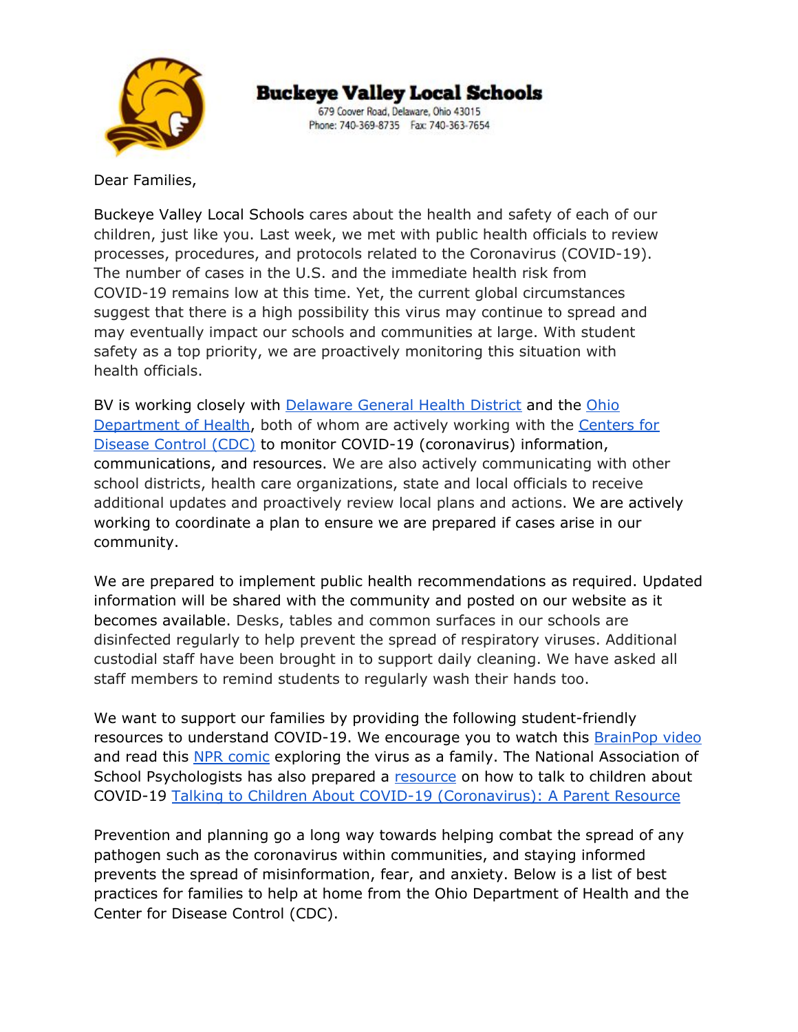# Buckeye Valley Local Schools

679 Coover Road, Delaware, Ohio 43015
Phone: 740-369-8735 Fax: 740-363-7654

Dear Families,

Buckeye Valley Local Schools cares about the health and safety of each of our children, just like you. Last week, we met with public health officials to review processes, procedures, and protocols related to the Coronavirus (COVID-19). The number of cases in the U.S. and the immediate health risk from COVID-19 remains low at this time. Yet, the current global circumstances suggest that there is a high possibility this virus may continue to spread and may eventually impact our schools and communities at large. With student safety as a top priority, we are proactively monitoring this situation with health officials.

BV is working closely with Delaware General Health District and the Ohio Department of Health, both of whom are actively working with the Centers for Disease Control (CDC) to monitor COVID-19 (coronavirus) information, communications, and resources. We are also actively communicating with other school districts, health care organizations, state and local officials to receive additional updates and proactively review local plans and actions. We are actively working to coordinate a plan to ensure we are prepared if cases arise in our community.

We are prepared to implement public health recommendations as required. Updated information will be shared with the community and posted on our website as it becomes available. Desks, tables and common surfaces in our schools are disinfected regularly to help prevent the spread of respiratory viruses. Additional custodial staff have been brought in to support daily cleaning. We have asked all staff members to remind students to regularly wash their hands too.

We want to support our families by providing the following student-friendly resources to understand COVID-19. We encourage you to watch this BrainPop video and read this NPR comic exploring the virus as a family. The National Association of School Psychologists has also prepared a resource on how to talk to children about COVID-19 Talking to Children About COVID-19 (Coronavirus): A Parent Resource

Prevention and planning go a long way towards helping combat the spread of any pathogen such as the coronavirus within communities, and staying informed prevents the spread of misinformation, fear, and anxiety. Below is a list of best practices for families to help at home from the Ohio Department of Health and the Center for Disease Control (CDC).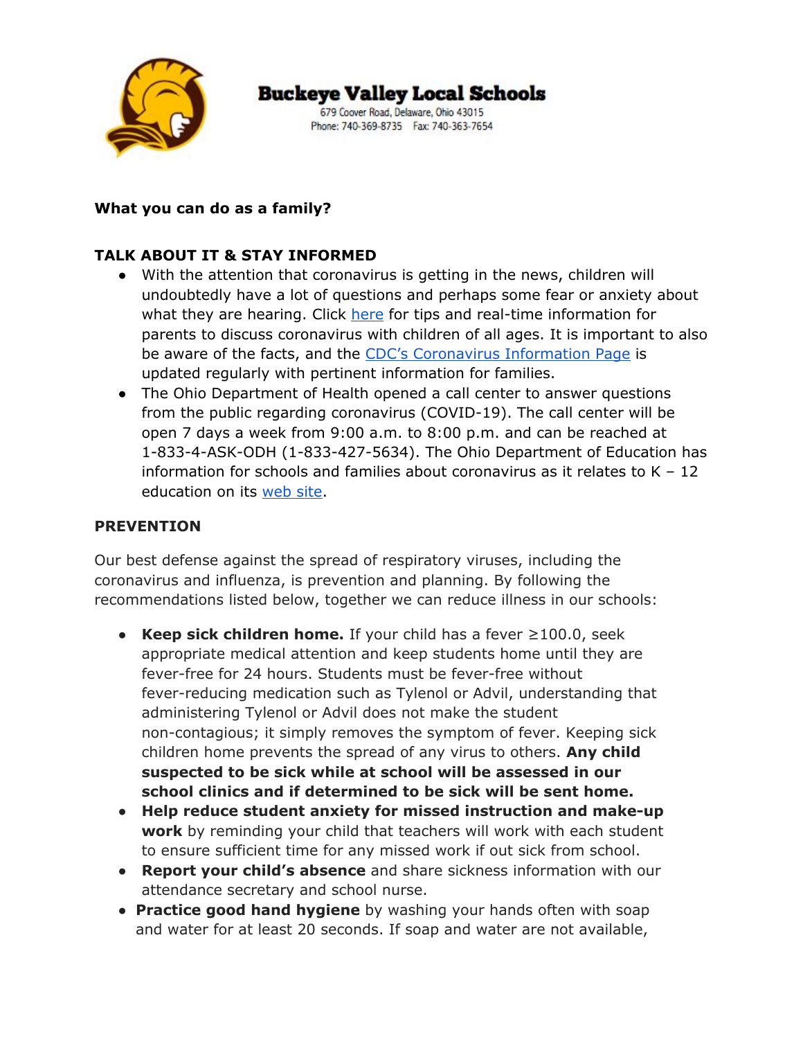# Buckeye Valley Local Schools

679 Coover Road, Delaware, Ohio 43015
Phone: 740-369-8735 Fax: 740-363-7654

**What you can do as a family?**

**TALK ABOUT IT & STAY INFORMED**

- With the attention that coronavirus is getting in the news, children will undoubtedly have a lot of questions and perhaps some fear or anxiety about what they are hearing. Click here for tips and real-time information for parents to discuss coronavirus with children of all ages. It is important to also be aware of the facts, and the CDC's Coronavirus Information Page is updated regularly with pertinent information for families.
- The Ohio Department of Health opened a call center to answer questions from the public regarding coronavirus (COVID-19). The call center will be open 7 days a week from 9:00 a.m. to 8:00 p.m. and can be reached at 1-833-4-ASK-ODH (1-833-427-5634). The Ohio Department of Education has information for schools and families about coronavirus as it relates to K – 12 education on its web site.

**PREVENTION**

Our best defense against the spread of respiratory viruses, including the coronavirus and influenza, is prevention and planning. By following the recommendations listed below, together we can reduce illness in our schools:

- **Keep sick children home.** If your child has a fever ≥100.0, seek appropriate medical attention and keep students home until they are fever-free for 24 hours. Students must be fever-free without fever-reducing medication such as Tylenol or Advil, understanding that administering Tylenol or Advil does not make the student non-contagious; it simply removes the symptom of fever. Keeping sick children home prevents the spread of any virus to others. **Any child suspected to be sick while at school will be assessed in our school clinics and if determined to be sick will be sent home.**
- **Help reduce student anxiety for missed instruction and make-up work** by reminding your child that teachers will work with each student to ensure sufficient time for any missed work if out sick from school.
- **Report your child's absence** and share sickness information with our attendance secretary and school nurse.
- **Practice good hand hygiene** by washing your hands often with soap and water for at least 20 seconds. If soap and water are not available,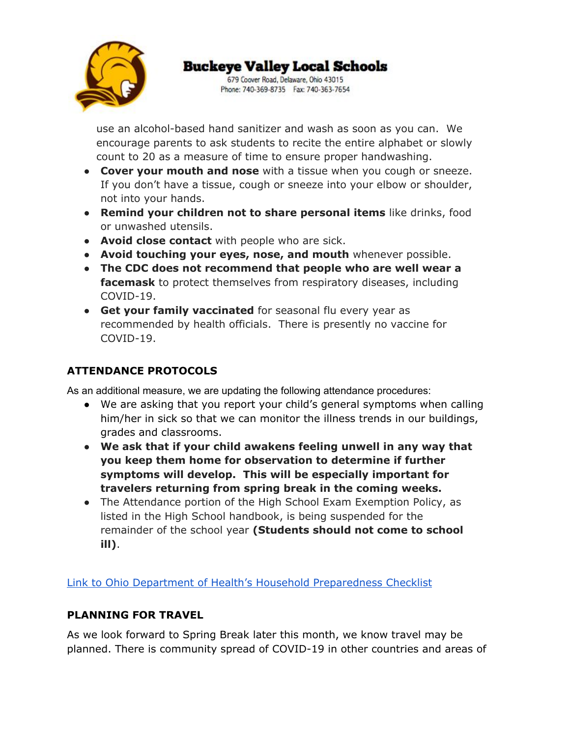use an alcohol-based hand sanitizer and wash as soon as you can. We encourage parents to ask students to recite the entire alphabet or slowly count to 20 as a measure of time to ensure proper handwashing.

- **Cover your mouth and nose** with a tissue when you cough or sneeze. If you don't have a tissue, cough or sneeze into your elbow or shoulder, not into your hands.
- **Remind your children not to share personal items** like drinks, food or unwashed utensils.
- **Avoid close contact** with people who are sick.
- **Avoid touching your eyes, nose, and mouth** whenever possible.
- **The CDC does not recommend that people who are well wear a facemask** to protect themselves from respiratory diseases, including COVID-19.
- **Get your family vaccinated** for seasonal flu every year as recommended by health officials. There is presently no vaccine for COVID-19.

### ATTENDANCE PROTOCOLS

As an additional measure, we are updating the following attendance procedures:

- We are asking that you report your child's general symptoms when calling him/her in sick so that we can monitor the illness trends in our buildings, grades and classrooms.
- **We ask that if your child awakens feeling unwell in any way that you keep them home for observation to determine if further symptoms will develop. This will be especially important for travelers returning from spring break in the coming weeks.**
- The Attendance portion of the High School Exam Exemption Policy, as listed in the High School handbook, is being suspended for the remainder of the school year **(Students should not come to school ill)**.

Link to Ohio Department of Health's Household Preparedness Checklist

### PLANNING FOR TRAVEL

As we look forward to Spring Break later this month, we know travel may be planned. There is community spread of COVID-19 in other countries and areas of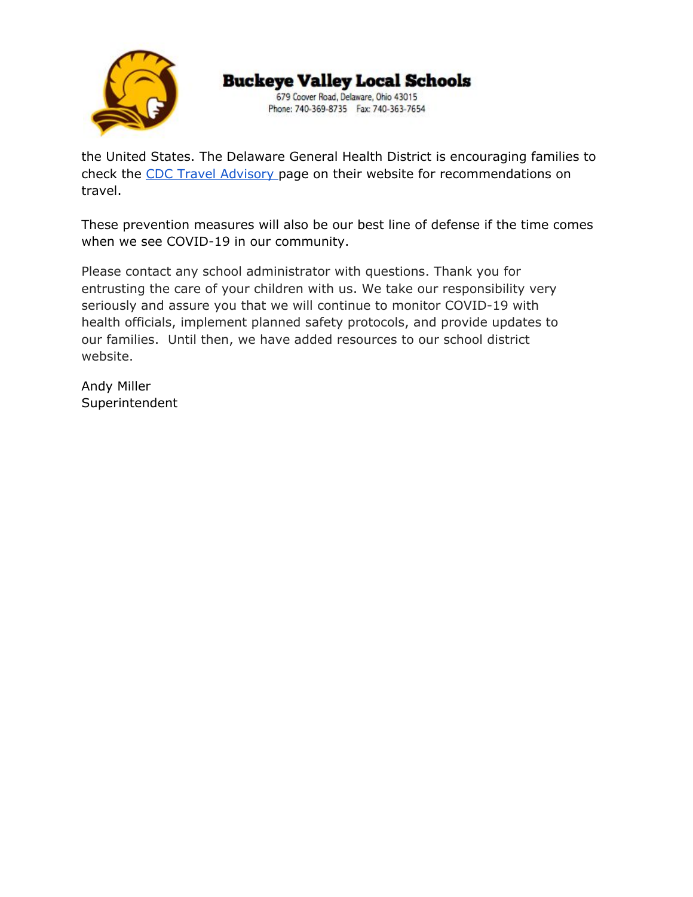the United States. The Delaware General Health District is encouraging families to check the [CDC Travel Advisory ]page on their website for recommendations on travel.

These prevention measures will also be our best line of defense if the time comes when we see COVID-19 in our community.

Please contact any school administrator with questions. Thank you for entrusting the care of your children with us. We take our responsibility very seriously and assure you that we will continue to monitor COVID-19 with health officials, implement planned safety protocols, and provide updates to our families. Until then, we have added resources to our school district website.

Andy Miller
Superintendent